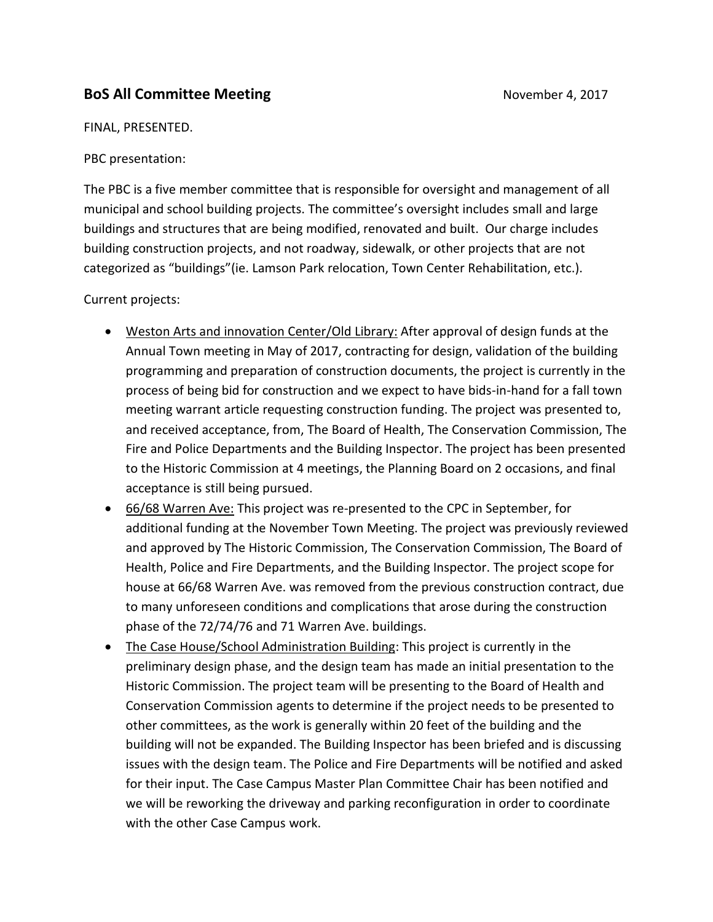## BoS All Committee Meeting

November 4, 2017

FINAL, PRESENTED.

PBC presentation:

The PBC is a five member committee that is responsible for oversight and management of all municipal and school building projects. The committee's oversight includes small and large buildings and structures that are being modified, renovated and built. Our charge includes building construction projects, and not roadway, sidewalk, or other projects that are not categorized as "buildings"(ie. Lamson Park relocation, Town Center Rehabilitation, etc.).

Current projects:

- Weston Arts and innovation Center/Old Library: After approval of design funds at the Annual Town meeting in May of 2017, contracting for design, validation of the building programming and preparation of construction documents, the project is currently in the process of being bid for construction and we expect to have bids-in-hand for a fall town meeting warrant article requesting construction funding. The project was presented to, and received acceptance, from, The Board of Health, The Conservation Commission, The Fire and Police Departments and the Building Inspector. The project has been presented to the Historic Commission at 4 meetings, the Planning Board on 2 occasions, and final acceptance is still being pursued.
- 66/68 Warren Ave: This project was re-presented to the CPC in September, for additional funding at the November Town Meeting. The project was previously reviewed and approved by The Historic Commission, The Conservation Commission, The Board of Health, Police and Fire Departments, and the Building Inspector. The project scope for house at 66/68 Warren Ave. was removed from the previous construction contract, due to many unforeseen conditions and complications that arose during the construction phase of the 72/74/76 and 71 Warren Ave. buildings.
- The Case House/School Administration Building: This project is currently in the preliminary design phase, and the design team has made an initial presentation to the Historic Commission. The project team will be presenting to the Board of Health and Conservation Commission agents to determine if the project needs to be presented to other committees, as the work is generally within 20 feet of the building and the building will not be expanded. The Building Inspector has been briefed and is discussing issues with the design team. The Police and Fire Departments will be notified and asked for their input. The Case Campus Master Plan Committee Chair has been notified and we will be reworking the driveway and parking reconfiguration in order to coordinate with the other Case Campus work.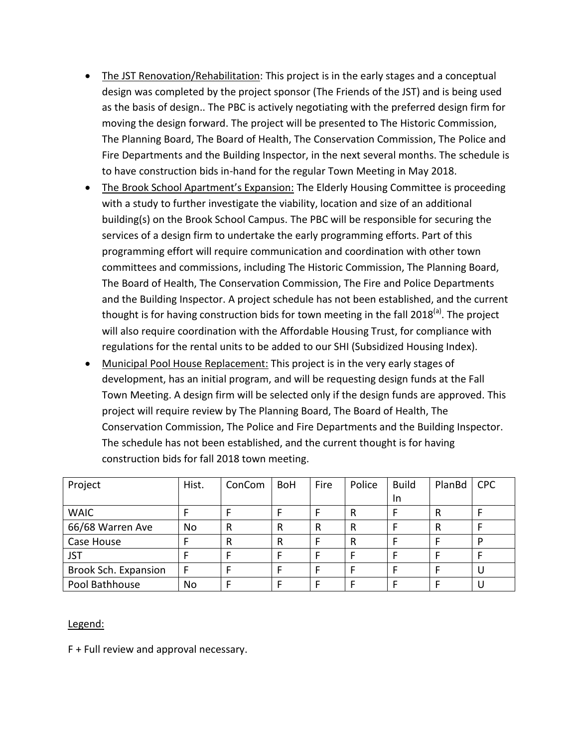- <u>The JST Renovation/Rehabilitation</u>: This project is in the early stages and a conceptual design was completed by the project sponsor (The Friends of the JST) and is being used as the basis of design.. The PBC is actively negotiating with the preferred design firm for moving the design forward. The project will be presented to The Historic Commission, The Planning Board, The Board of Health, The Conservation Commission, The Police and Fire Departments and the Building Inspector, in the next several months. The schedule is to have construction bids in-hand for the regular Town Meeting in May 2018.
- <u>The Brook School Apartment's Expansion:</u> The Elderly Housing Committee is proceeding with a study to further investigate the viability, location and size of an additional building(s) on the Brook School Campus. The PBC will be responsible for securing the services of a design firm to undertake the early programming efforts. Part of this programming effort will require communication and coordination with other town committees and commissions, including The Historic Commission, The Planning Board, The Board of Health, The Conservation Commission, The Fire and Police Departments and the Building Inspector. A project schedule has not been established, and the current thought is for having construction bids for town meeting in the fall 2018[(a)]. The project will also require coordination with the Affordable Housing Trust, for compliance with regulations for the rental units to be added to our SHI (Subsidized Housing Index).
- <u>Municipal Pool House Replacement:</u> This project is in the very early stages of development, has an initial program, and will be requesting design funds at the Fall Town Meeting. A design firm will be selected only if the design funds are approved. This project will require review by The Planning Board, The Board of Health, The Conservation Commission, The Police and Fire Departments and the Building Inspector. The schedule has not been established, and the current thought is for having construction bids for fall 2018 town meeting.

| Project | Hist. | ConCom | BoH | Fire | Police | Build In | PlanBd | CPC |
|---|---|---|---|---|---|---|---|---|
| WAIC | F | F | F | F | R | F | R | F |
| 66/68 Warren Ave | No | R | R | R | R | F | R | F |
| Case House | F | R | R | F | R | F | F | P |
| JST | F | F | F | F | F | F | F | F |
| Brook Sch. Expansion | F | F | F | F | F | F | F | U |
| Pool Bathhouse | No | F | F | F | F | F | F | U |

<u>Legend:</u>

F + Full review and approval necessary.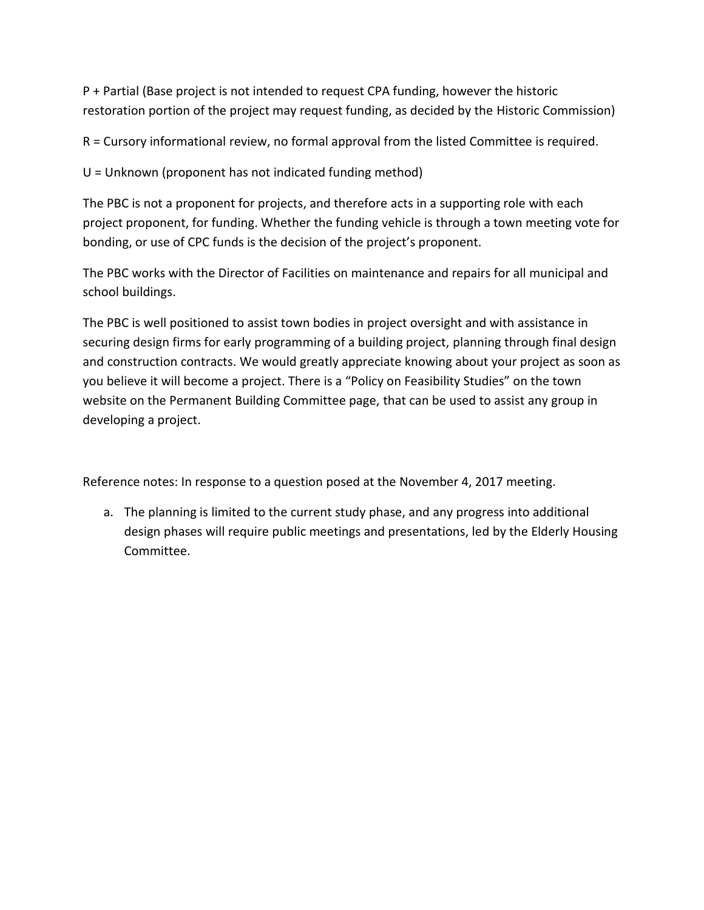P + Partial (Base project is not intended to request CPA funding, however the historic restoration portion of the project may request funding, as decided by the Historic Commission)

R = Cursory informational review, no formal approval from the listed Committee is required.

U = Unknown (proponent has not indicated funding method)

The PBC is not a proponent for projects, and therefore acts in a supporting role with each project proponent, for funding. Whether the funding vehicle is through a town meeting vote for bonding, or use of CPC funds is the decision of the project's proponent.

The PBC works with the Director of Facilities on maintenance and repairs for all municipal and school buildings.

The PBC is well positioned to assist town bodies in project oversight and with assistance in securing design firms for early programming of a building project, planning through final design and construction contracts. We would greatly appreciate knowing about your project as soon as you believe it will become a project. There is a "Policy on Feasibility Studies" on the town website on the Permanent Building Committee page, that can be used to assist any group in developing a project.

Reference notes: In response to a question posed at the November 4, 2017 meeting.

a. The planning is limited to the current study phase, and any progress into additional design phases will require public meetings and presentations, led by the Elderly Housing Committee.